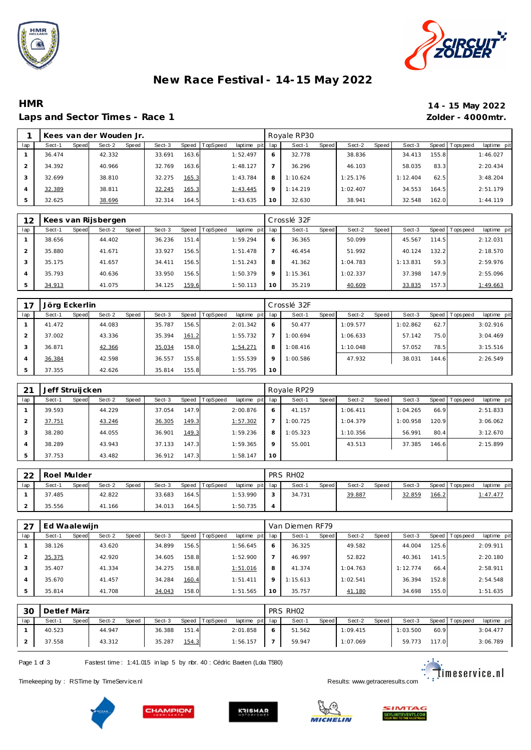# New Race Festival - 14-15 May 2022

## HMR

### Laps and Sector Times - Race 1

14 - 15 May 2022
Zolder - 4000mtr.

| 1 | Kees van der Wouden Jr. | | | | | | | | Royale RP30 | | | | | | | | |
|---|---|---|---|---|---|---|---|---|---|---|---|---|---|---|---|---|---|
| lap | Sect-1 | Speed | Sect-2 | Speed | Sect-3 | Speed | TopSpeed | laptime pit | lap | Sect-1 | Speed | Sect-2 | Speed | Sect-3 | Speed | Topspeed | laptime pit |
| 1 | 36.474 | | 42.332 | | 33.691 | 163.6 | | 1:52.497 | 6 | 32.778 | | 38.836 | | 34.413 | 155.8 | | 1:46.027 |
| 2 | 34.392 | | 40.966 | | 32.769 | 163.6 | | 1:48.127 | 7 | 36.296 | | 46.103 | | 58.035 | 83.3 | | 2:20.434 |
| 3 | 32.699 | | 38.810 | | 32.275 | 165.3 | | 1:43.784 | 8 | 1:10.624 | | 1:25.176 | | 1:12.404 | 62.5 | | 3:48.204 |
| 4 | 32.389 | | 38.811 | | 32.245 | 165.3 | | 1:43.445 | 9 | 1:14.219 | | 1:02.407 | | 34.553 | 164.5 | | 2:51.179 |
| 5 | 32.625 | | 38.696 | | 32.314 | 164.5 | | 1:43.635 | 10 | 32.630 | | 38.941 | | 32.548 | 162.0 | | 1:44.119 |

| 12 | Kees van Rijsbergen | | | | | | | | Crosslé 32F | | | | | | | | |
|---|---|---|---|---|---|---|---|---|---|---|---|---|---|---|---|---|---|
| lap | Sect-1 | Speed | Sect-2 | Speed | Sect-3 | Speed | TopSpeed | laptime pit | lap | Sect-1 | Speed | Sect-2 | Speed | Sect-3 | Speed | Topspeed | laptime pit |
| 1 | 38.656 | | 44.402 | | 36.236 | 151.4 | | 1:59.294 | 6 | 36.365 | | 50.099 | | 45.567 | 114.5 | | 2:12.031 |
| 2 | 35.880 | | 41.671 | | 33.927 | 156.5 | | 1:51.478 | 7 | 46.454 | | 51.992 | | 40.124 | 132.2 | | 2:18.570 |
| 3 | 35.175 | | 41.657 | | 34.411 | 156.5 | | 1:51.243 | 8 | 41.362 | | 1:04.783 | | 1:13.831 | 59.3 | | 2:59.976 |
| 4 | 35.793 | | 40.636 | | 33.950 | 156.5 | | 1:50.379 | 9 | 1:15.361 | | 1:02.337 | | 37.398 | 147.9 | | 2:55.096 |
| 5 | 34.913 | | 41.075 | | 34.125 | 159.6 | | 1:50.113 | 10 | 35.219 | | 40.609 | | 33.835 | 157.3 | | 1:49.663 |

| 17 | Jörg Eckerlin | | | | | | | | Crosslé 32F | | | | | | | | |
|---|---|---|---|---|---|---|---|---|---|---|---|---|---|---|---|---|---|
| lap | Sect-1 | Speed | Sect-2 | Speed | Sect-3 | Speed | TopSpeed | laptime pit | lap | Sect-1 | Speed | Sect-2 | Speed | Sect-3 | Speed | Topspeed | laptime pit |
| 1 | 41.472 | | 44.083 | | 35.787 | 156.5 | | 2:01.342 | 6 | 50.477 | | 1:09.577 | | 1:02.862 | 62.7 | | 3:02.916 |
| 2 | 37.002 | | 43.336 | | 35.394 | 161.2 | | 1:55.732 | 7 | 1:00.694 | | 1:06.633 | | 57.142 | 75.0 | | 3:04.469 |
| 3 | 36.871 | | 42.366 | | 35.034 | 158.0 | | 1:54.271 | 8 | 1:08.416 | | 1:10.048 | | 57.052 | 78.5 | | 3:15.516 |
| 4 | 36.384 | | 42.598 | | 36.557 | 155.8 | | 1:55.539 | 9 | 1:00.586 | | 47.932 | | 38.031 | 144.6 | | 2:26.549 |
| 5 | 37.355 | | 42.626 | | 35.814 | 155.8 | | 1:55.795 | 10 | | | | | | | | |

| 21 | Jeff Struijcken | | | | | | | | Royale RP29 | | | | | | | | |
|---|---|---|---|---|---|---|---|---|---|---|---|---|---|---|---|---|---|
| lap | Sect-1 | Speed | Sect-2 | Speed | Sect-3 | Speed | TopSpeed | laptime pit | lap | Sect-1 | Speed | Sect-2 | Speed | Sect-3 | Speed | Topspeed | laptime pit |
| 1 | 39.593 | | 44.229 | | 37.054 | 147.9 | | 2:00.876 | 6 | 41.157 | | 1:06.411 | | 1:04.265 | 66.9 | | 2:51.833 |
| 2 | 37.751 | | 43.246 | | 36.305 | 149.3 | | 1:57.302 | 7 | 1:00.725 | | 1:04.379 | | 1:00.958 | 120.9 | | 3:06.062 |
| 3 | 38.280 | | 44.055 | | 36.901 | 149.3 | | 1:59.236 | 8 | 1:05.323 | | 1:10.356 | | 56.991 | 80.4 | | 3:12.670 |
| 4 | 38.289 | | 43.943 | | 37.133 | 147.3 | | 1:59.365 | 9 | 55.001 | | 43.513 | | 37.385 | 146.6 | | 2:15.899 |
| 5 | 37.753 | | 43.482 | | 36.912 | 147.3 | | 1:58.147 | 10 | | | | | | | | |

| 22 | Roel Mulder | | | | | | | | PRS RH02 | | | | | | | | |
|---|---|---|---|---|---|---|---|---|---|---|---|---|---|---|---|---|---|
| lap | Sect-1 | Speed | Sect-2 | Speed | Sect-3 | Speed | TopSpeed | laptime pit | lap | Sect-1 | Speed | Sect-2 | Speed | Sect-3 | Speed | Topspeed | laptime pit |
| 1 | 37.485 | | 42.822 | | 33.683 | 164.5 | | 1:53.990 | 3 | 34.731 | | 39.887 | | 32.859 | 166.2 | | 1:47.477 |
| 2 | 35.556 | | 41.166 | | 34.013 | 164.5 | | 1:50.735 | 4 | | | | | | | | |

| 27 | Ed Waalewijn | | | | | | | | Van Diemen RF79 | | | | | | | | |
|---|---|---|---|---|---|---|---|---|---|---|---|---|---|---|---|---|---|
| lap | Sect-1 | Speed | Sect-2 | Speed | Sect-3 | Speed | TopSpeed | laptime pit | lap | Sect-1 | Speed | Sect-2 | Speed | Sect-3 | Speed | Topspeed | laptime pit |
| 1 | 38.126 | | 43.620 | | 34.899 | 156.5 | | 1:56.645 | 6 | 36.325 | | 49.582 | | 44.004 | 125.6 | | 2:09.911 |
| 2 | 35.375 | | 42.920 | | 34.605 | 158.8 | | 1:52.900 | 7 | 46.997 | | 52.822 | | 40.361 | 141.5 | | 2:20.180 |
| 3 | 35.407 | | 41.334 | | 34.275 | 158.8 | | 1:51.016 | 8 | 41.374 | | 1:04.763 | | 1:12.774 | 66.4 | | 2:58.911 |
| 4 | 35.670 | | 41.457 | | 34.284 | 160.4 | | 1:51.411 | 9 | 1:15.613 | | 1:02.541 | | 36.394 | 152.8 | | 2:54.548 |
| 5 | 35.814 | | 41.708 | | 34.043 | 158.0 | | 1:51.565 | 10 | 35.757 | | 41.180 | | 34.698 | 155.0 | | 1:51.635 |

| 30 | Detlef März | | | | | | | | PRS RH02 | | | | | | | | |
|---|---|---|---|---|---|---|---|---|---|---|---|---|---|---|---|---|---|
| lap | Sect-1 | Speed | Sect-2 | Speed | Sect-3 | Speed | TopSpeed | laptime pit | lap | Sect-1 | Speed | Sect-2 | Speed | Sect-3 | Speed | Topspeed | laptime pit |
| 1 | 40.523 | | 44.947 | | 36.388 | 151.4 | | 2:01.858 | 6 | 51.562 | | 1:09.415 | | 1:03.500 | 60.9 | | 3:04.477 |
| 2 | 37.558 | | 43.312 | | 35.287 | 154.3 | | 1:56.157 | 7 | 59.947 | | 1:07.069 | | 59.773 | 117.0 | | 3:06.789 |

Fastest time : 1:41.015 in lap 5 by nbr. 40 : Cédric Baeten (Lola T580)

Timekeeping by : RSTime by TimeService.nl

Results: www.getraceresults.com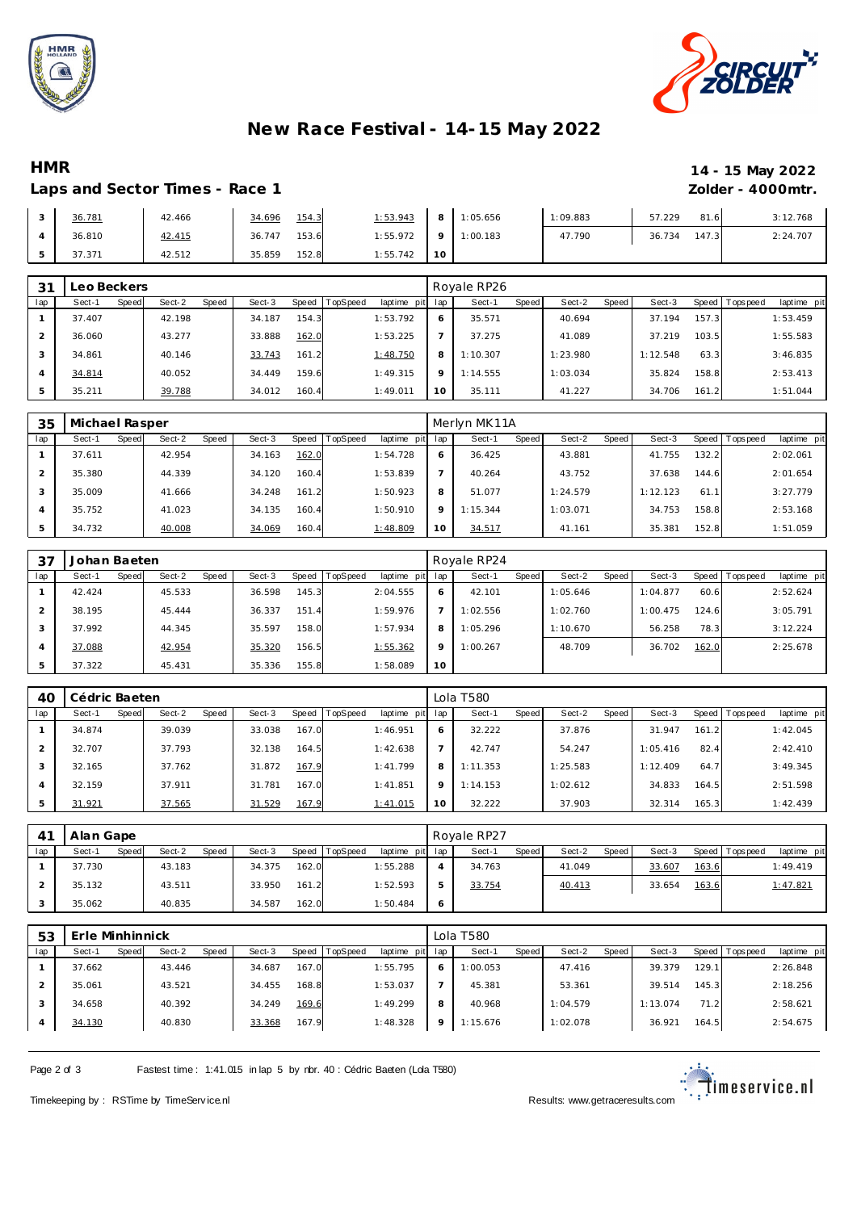# New Race Festival - 14-15 May 2022

## HMR

**14 - 15 May 2022**

### Laps and Sector Times - Race 1

**Zolder - 4000mtr.**

| lap | Sect-1 | Speed | Sect-2 | Speed | Sect-3 | Speed | TopSpeed | laptime pit | lap | Sect-1 | Speed | Sect-2 | Speed | Sect-3 | Speed | Topspeed | laptime pit |
|---|---|---|---|---|---|---|---|---|---|---|---|---|---|---|---|---|---|
| 3 | 36.781 | | 42.466 | | 34.696 | 154.3 | | 1:53.943 | 8 | 1:05.656 | | 1:09.883 | | 57.229 | 81.6 | | 3:12.768 |
| 4 | 36.810 | | 42.415 | | 36.747 | 153.6 | | 1:55.972 | 9 | 1:00.183 | | 47.790 | | 36.734 | 147.3 | | 2:24.707 |
| 5 | 37.371 | | 42.512 | | 35.859 | 152.8 | | 1:55.742 | 10 | | | | | | | | |

**31 Leo Beckers** — Royale RP26

| lap | Sect-1 | Speed | Sect-2 | Speed | Sect-3 | Speed | TopSpeed | laptime pit | lap | Sect-1 | Speed | Sect-2 | Speed | Sect-3 | Speed | Topspeed | laptime pit |
|---|---|---|---|---|---|---|---|---|---|---|---|---|---|---|---|---|---|
| 1 | 37.407 | | 42.198 | | 34.187 | 154.3 | | 1:53.792 | 6 | 35.571 | | 40.694 | | 37.194 | 157.3 | | 1:53.459 |
| 2 | 36.060 | | 43.277 | | 33.888 | 162.0 | | 1:53.225 | 7 | 37.275 | | 41.089 | | 37.219 | 103.5 | | 1:55.583 |
| 3 | 34.861 | | 40.146 | | 33.743 | 161.2 | | 1:48.750 | 8 | 1:10.307 | | 1:23.980 | | 1:12.548 | 63.3 | | 3:46.835 |
| 4 | 34.814 | | 40.052 | | 34.449 | 159.6 | | 1:49.315 | 9 | 1:14.555 | | 1:03.034 | | 35.824 | 158.8 | | 2:53.413 |
| 5 | 35.211 | | 39.788 | | 34.012 | 160.4 | | 1:49.011 | 10 | 35.111 | | 41.227 | | 34.706 | 161.2 | | 1:51.044 |

**35 Michael Rasper** — Merlyn MK11A

| lap | Sect-1 | Speed | Sect-2 | Speed | Sect-3 | Speed | TopSpeed | laptime pit | lap | Sect-1 | Speed | Sect-2 | Speed | Sect-3 | Speed | Topspeed | laptime pit |
|---|---|---|---|---|---|---|---|---|---|---|---|---|---|---|---|---|---|
| 1 | 37.611 | | 42.954 | | 34.163 | 162.0 | | 1:54.728 | 6 | 36.425 | | 43.881 | | 41.755 | 132.2 | | 2:02.061 |
| 2 | 35.380 | | 44.339 | | 34.120 | 160.4 | | 1:53.839 | 7 | 40.264 | | 43.752 | | 37.638 | 144.6 | | 2:01.654 |
| 3 | 35.009 | | 41.666 | | 34.248 | 161.2 | | 1:50.923 | 8 | 51.077 | | 1:24.579 | | 1:12.123 | 61.1 | | 3:27.779 |
| 4 | 35.752 | | 41.023 | | 34.135 | 160.4 | | 1:50.910 | 9 | 1:15.344 | | 1:03.071 | | 34.753 | 158.8 | | 2:53.168 |
| 5 | 34.732 | | 40.008 | | 34.069 | 160.4 | | 1:48.809 | 10 | 34.517 | | 41.161 | | 35.381 | 152.8 | | 1:51.059 |

**37 Johan Baeten** — Royale RP24

| lap | Sect-1 | Speed | Sect-2 | Speed | Sect-3 | Speed | TopSpeed | laptime pit | lap | Sect-1 | Speed | Sect-2 | Speed | Sect-3 | Speed | Topspeed | laptime pit |
|---|---|---|---|---|---|---|---|---|---|---|---|---|---|---|---|---|---|
| 1 | 42.424 | | 45.533 | | 36.598 | 145.3 | | 2:04.555 | 6 | 42.101 | | 1:05.646 | | 1:04.877 | 60.6 | | 2:52.624 |
| 2 | 38.195 | | 45.444 | | 36.337 | 151.4 | | 1:59.976 | 7 | 1:02.556 | | 1:02.760 | | 1:00.475 | 124.6 | | 3:05.791 |
| 3 | 37.992 | | 44.345 | | 35.597 | 158.0 | | 1:57.934 | 8 | 1:05.296 | | 1:10.670 | | 56.258 | 78.3 | | 3:12.224 |
| 4 | 37.088 | | 42.954 | | 35.320 | 156.5 | | 1:55.362 | 9 | 1:00.267 | | 48.709 | | 36.702 | 162.0 | | 2:25.678 |
| 5 | 37.322 | | 45.431 | | 35.336 | 155.8 | | 1:58.089 | 10 | | | | | | | | |

**40 Cédric Baeten** — Lola T580

| lap | Sect-1 | Speed | Sect-2 | Speed | Sect-3 | Speed | TopSpeed | laptime pit | lap | Sect-1 | Speed | Sect-2 | Speed | Sect-3 | Speed | Topspeed | laptime pit |
|---|---|---|---|---|---|---|---|---|---|---|---|---|---|---|---|---|---|
| 1 | 34.874 | | 39.039 | | 33.038 | 167.0 | | 1:46.951 | 6 | 32.222 | | 37.876 | | 31.947 | 161.2 | | 1:42.045 |
| 2 | 32.707 | | 37.793 | | 32.138 | 164.5 | | 1:42.638 | 7 | 42.747 | | 54.247 | | 1:05.416 | 82.4 | | 2:42.410 |
| 3 | 32.165 | | 37.762 | | 31.872 | 167.9 | | 1:41.799 | 8 | 1:11.353 | | 1:25.583 | | 1:12.409 | 64.7 | | 3:49.345 |
| 4 | 32.159 | | 37.911 | | 31.781 | 167.0 | | 1:41.851 | 9 | 1:14.153 | | 1:02.612 | | 34.833 | 164.5 | | 2:51.598 |
| 5 | 31.921 | | 37.565 | | 31.529 | 167.9 | | 1:41.015 | 10 | 32.222 | | 37.903 | | 32.314 | 165.3 | | 1:42.439 |

**41 Alan Gape** — Royale RP27

| lap | Sect-1 | Speed | Sect-2 | Speed | Sect-3 | Speed | TopSpeed | laptime pit | lap | Sect-1 | Speed | Sect-2 | Speed | Sect-3 | Speed | Topspeed | laptime pit |
|---|---|---|---|---|---|---|---|---|---|---|---|---|---|---|---|---|---|
| 1 | 37.730 | | 43.183 | | 34.375 | 162.0 | | 1:55.288 | 4 | 34.763 | | 41.049 | | 33.607 | 163.6 | | 1:49.419 |
| 2 | 35.132 | | 43.511 | | 33.950 | 161.2 | | 1:52.593 | 5 | 33.754 | | 40.413 | | 33.654 | 163.6 | | 1:47.821 |
| 3 | 35.062 | | 40.835 | | 34.587 | 162.0 | | 1:50.484 | 6 | | | | | | | | |

**53 Erle Minhinnick** — Lola T580

| lap | Sect-1 | Speed | Sect-2 | Speed | Sect-3 | Speed | TopSpeed | laptime pit | lap | Sect-1 | Speed | Sect-2 | Speed | Sect-3 | Speed | Topspeed | laptime pit |
|---|---|---|---|---|---|---|---|---|---|---|---|---|---|---|---|---|---|
| 1 | 37.662 | | 43.446 | | 34.687 | 167.0 | | 1:55.795 | 6 | 1:00.053 | | 47.416 | | 39.379 | 129.1 | | 2:26.848 |
| 2 | 35.061 | | 43.521 | | 34.455 | 168.8 | | 1:53.037 | 7 | 45.381 | | 53.361 | | 39.514 | 145.3 | | 2:18.256 |
| 3 | 34.658 | | 40.392 | | 34.249 | 169.6 | | 1:49.299 | 8 | 40.968 | | 1:04.579 | | 1:13.074 | 71.2 | | 2:58.621 |
| 4 | 34.130 | | 40.830 | | 33.368 | 167.9 | | 1:48.328 | 9 | 1:15.676 | | 1:02.078 | | 36.921 | 164.5 | | 2:54.675 |

Fastest time : 1:41.015 in lap 5 by nbr. 40 : Cédric Baeten (Lola T580)

Timekeeping by : RSTime by TimeService.nl — Results: www.getraceresults.com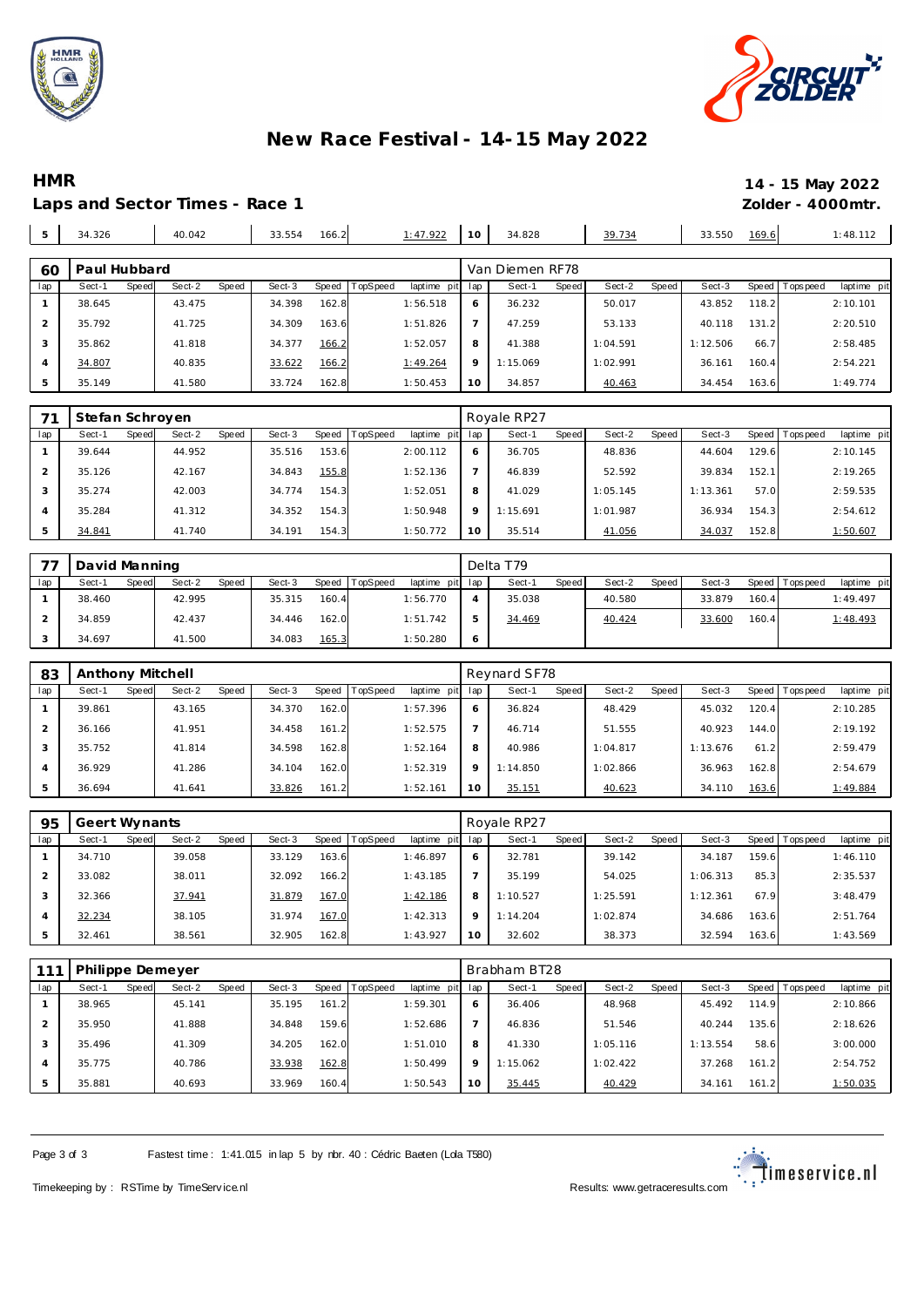# New Race Festival - 14-15 May 2022

**HMR**

**Laps and Sector Times - Race 1**

**14 - 15 May 2022**

**Zolder - 4000mtr.**

| 5 | 34.326 | | 40.042 | | 33.554 | 166.2 | | 1:47.922 | 10 | 34.828 | | 39.734 | | 33.550 | 169.6 | | 1:48.112 |
|---|---|---|---|---|---|---|---|---|---|---|---|---|---|---|---|---|---|

| 60 | Paul Hubbard | | | | | | | | Van Diemen RF78 | | | | | | | | |
|---|---|---|---|---|---|---|---|---|---|---|---|---|---|---|---|---|---|
| lap | Sect-1 | Speed | Sect-2 | Speed | Sect-3 | Speed | TopSpeed | laptime pit | lap | Sect-1 | Speed | Sect-2 | Speed | Sect-3 | Speed | Topspeed | laptime pit |
| 1 | 38.645 | | 43.475 | | 34.398 | 162.8 | | 1:56.518 | 6 | 36.232 | | 50.017 | | 43.852 | 118.2 | | 2:10.101 |
| 2 | 35.792 | | 41.725 | | 34.309 | 163.6 | | 1:51.826 | 7 | 47.259 | | 53.133 | | 40.118 | 131.2 | | 2:20.510 |
| 3 | 35.862 | | 41.818 | | 34.377 | 166.2 | | 1:52.057 | 8 | 41.388 | | 1:04.591 | | 1:12.506 | 66.7 | | 2:58.485 |
| 4 | 34.807 | | 40.835 | | 33.622 | 166.2 | | 1:49.264 | 9 | 1:15.069 | | 1:02.991 | | 36.161 | 160.4 | | 2:54.221 |
| 5 | 35.149 | | 41.580 | | 33.724 | 162.8 | | 1:50.453 | 10 | 34.857 | | 40.463 | | 34.454 | 163.6 | | 1:49.774 |

| 71 | Stefan Schroyen | | | | | | | | Royale RP27 | | | | | | | | |
|---|---|---|---|---|---|---|---|---|---|---|---|---|---|---|---|---|---|
| lap | Sect-1 | Speed | Sect-2 | Speed | Sect-3 | Speed | TopSpeed | laptime pit | lap | Sect-1 | Speed | Sect-2 | Speed | Sect-3 | Speed | Topspeed | laptime pit |
| 1 | 39.644 | | 44.952 | | 35.516 | 153.6 | | 2:00.112 | 6 | 36.705 | | 48.836 | | 44.604 | 129.6 | | 2:10.145 |
| 2 | 35.126 | | 42.167 | | 34.843 | 155.8 | | 1:52.136 | 7 | 46.839 | | 52.592 | | 39.834 | 152.1 | | 2:19.265 |
| 3 | 35.274 | | 42.003 | | 34.774 | 154.3 | | 1:52.051 | 8 | 41.029 | | 1:05.145 | | 1:13.361 | 57.0 | | 2:59.535 |
| 4 | 35.284 | | 41.312 | | 34.352 | 154.3 | | 1:50.948 | 9 | 1:15.691 | | 1:01.987 | | 36.934 | 154.3 | | 2:54.612 |
| 5 | 34.841 | | 41.740 | | 34.191 | 154.3 | | 1:50.772 | 10 | 35.514 | | 41.056 | | 34.037 | 152.8 | | 1:50.607 |

| 77 | David Manning | | | | | | | | Delta T79 | | | | | | | | |
|---|---|---|---|---|---|---|---|---|---|---|---|---|---|---|---|---|---|
| lap | Sect-1 | Speed | Sect-2 | Speed | Sect-3 | Speed | TopSpeed | laptime pit | lap | Sect-1 | Speed | Sect-2 | Speed | Sect-3 | Speed | Topspeed | laptime pit |
| 1 | 38.460 | | 42.995 | | 35.315 | 160.4 | | 1:56.770 | 4 | 35.038 | | 40.580 | | 33.879 | 160.4 | | 1:49.497 |
| 2 | 34.859 | | 42.437 | | 34.446 | 162.0 | | 1:51.742 | 5 | 34.469 | | 40.424 | | 33.600 | 160.4 | | 1:48.493 |
| 3 | 34.697 | | 41.500 | | 34.083 | 165.3 | | 1:50.280 | 6 | | | | | | | | |

| 83 | Anthony Mitchell | | | | | | | | Reynard SF78 | | | | | | | | |
|---|---|---|---|---|---|---|---|---|---|---|---|---|---|---|---|---|---|
| lap | Sect-1 | Speed | Sect-2 | Speed | Sect-3 | Speed | TopSpeed | laptime pit | lap | Sect-1 | Speed | Sect-2 | Speed | Sect-3 | Speed | Topspeed | laptime pit |
| 1 | 39.861 | | 43.165 | | 34.370 | 162.0 | | 1:57.396 | 6 | 36.824 | | 48.429 | | 45.032 | 120.4 | | 2:10.285 |
| 2 | 36.166 | | 41.951 | | 34.458 | 161.2 | | 1:52.575 | 7 | 46.714 | | 51.555 | | 40.923 | 144.0 | | 2:19.192 |
| 3 | 35.752 | | 41.814 | | 34.598 | 162.8 | | 1:52.164 | 8 | 40.986 | | 1:04.817 | | 1:13.676 | 61.2 | | 2:59.479 |
| 4 | 36.929 | | 41.286 | | 34.104 | 162.0 | | 1:52.319 | 9 | 1:14.850 | | 1:02.866 | | 36.963 | 162.8 | | 2:54.679 |
| 5 | 36.694 | | 41.641 | | 33.826 | 161.2 | | 1:52.161 | 10 | 35.151 | | 40.623 | | 34.110 | 163.6 | | 1:49.884 |

| 95 | Geert Wynants | | | | | | | | Royale RP27 | | | | | | | | |
|---|---|---|---|---|---|---|---|---|---|---|---|---|---|---|---|---|---|
| lap | Sect-1 | Speed | Sect-2 | Speed | Sect-3 | Speed | TopSpeed | laptime pit | lap | Sect-1 | Speed | Sect-2 | Speed | Sect-3 | Speed | Topspeed | laptime pit |
| 1 | 34.710 | | 39.058 | | 33.129 | 163.6 | | 1:46.897 | 6 | 32.781 | | 39.142 | | 34.187 | 159.6 | | 1:46.110 |
| 2 | 33.082 | | 38.011 | | 32.092 | 166.2 | | 1:43.185 | 7 | 35.199 | | 54.025 | | 1:06.313 | 85.3 | | 2:35.537 |
| 3 | 32.366 | | 37.941 | | 31.879 | 167.0 | | 1:42.186 | 8 | 1:10.527 | | 1:25.591 | | 1:12.361 | 67.9 | | 3:48.479 |
| 4 | 32.234 | | 38.105 | | 31.974 | 167.0 | | 1:42.313 | 9 | 1:14.204 | | 1:02.874 | | 34.686 | 163.6 | | 2:51.764 |
| 5 | 32.461 | | 38.561 | | 32.905 | 162.8 | | 1:43.927 | 10 | 32.602 | | 38.373 | | 32.594 | 163.6 | | 1:43.569 |

| 111 | Philippe Demeyer | | | | | | | | Brabham BT28 | | | | | | | | |
|---|---|---|---|---|---|---|---|---|---|---|---|---|---|---|---|---|---|
| lap | Sect-1 | Speed | Sect-2 | Speed | Sect-3 | Speed | TopSpeed | laptime pit | lap | Sect-1 | Speed | Sect-2 | Speed | Sect-3 | Speed | Topspeed | laptime pit |
| 1 | 38.965 | | 45.141 | | 35.195 | 161.2 | | 1:59.301 | 6 | 36.406 | | 48.968 | | 45.492 | 114.9 | | 2:10.866 |
| 2 | 35.950 | | 41.888 | | 34.848 | 159.6 | | 1:52.686 | 7 | 46.836 | | 51.546 | | 40.244 | 135.6 | | 2:18.626 |
| 3 | 35.496 | | 41.309 | | 34.205 | 162.0 | | 1:51.010 | 8 | 41.330 | | 1:05.116 | | 1:13.554 | 58.6 | | 3:00.000 |
| 4 | 35.775 | | 40.786 | | 33.938 | 162.8 | | 1:50.499 | 9 | 1:15.062 | | 1:02.422 | | 37.268 | 161.2 | | 2:54.752 |
| 5 | 35.881 | | 40.693 | | 33.969 | 160.4 | | 1:50.543 | 10 | 35.445 | | 40.429 | | 34.161 | 161.2 | | 1:50.035 |

Fastest time : 1:41.015 in lap 5 by nbr. 40 : Cédric Baeten (Lola T580)

Timekeeping by : RSTime by TimeService.nl

Results: www.getraceresults.com